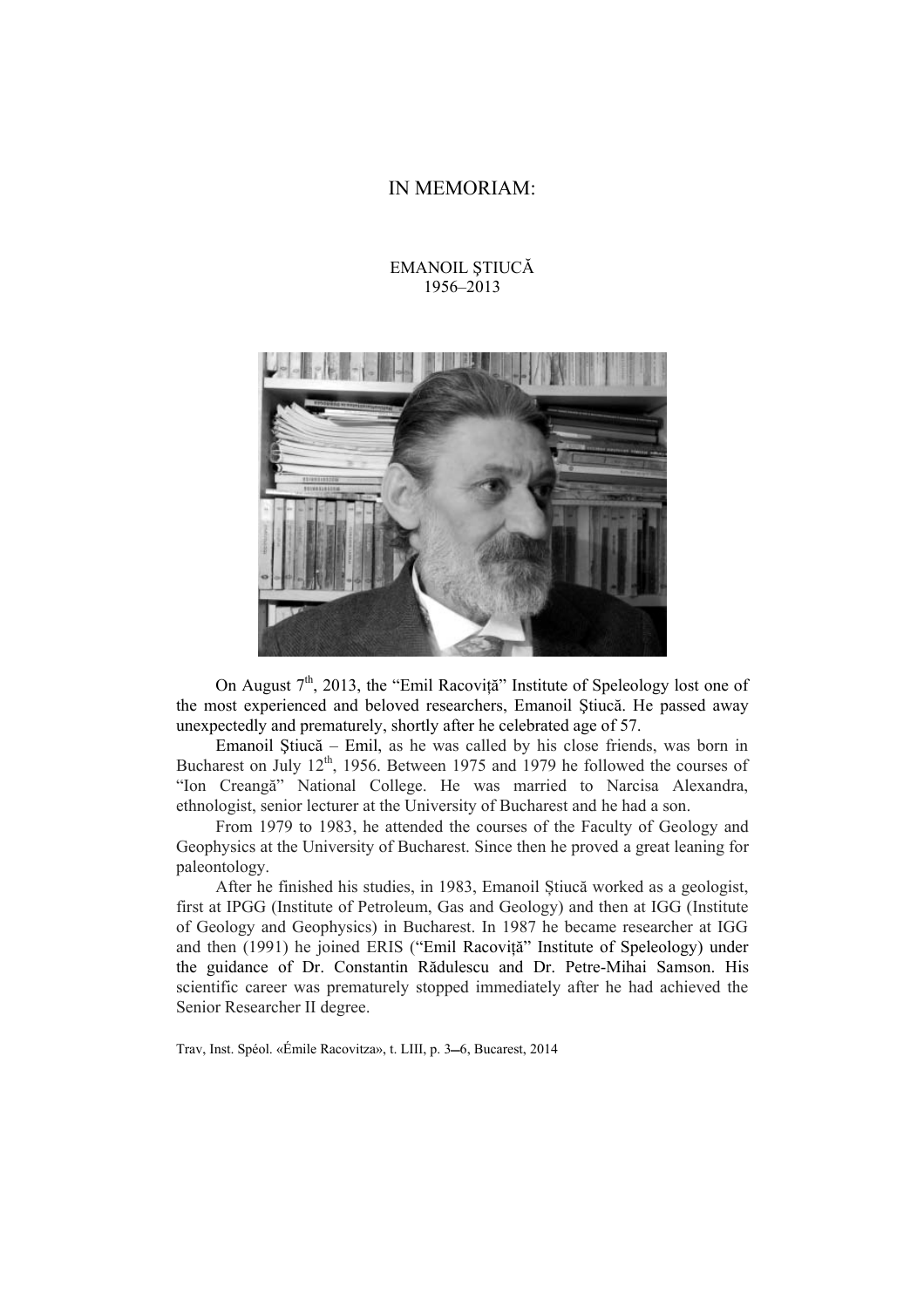# IN MEMORIAM:

## EMANOIL ŞTIUCĂ
## 1956–2013

On August 7th, 2013, the "Emil Racoviță" Institute of Speleology lost one of the most experienced and beloved researchers, Emanoil Ştiucă. He passed away unexpectedly and prematurely, shortly after he celebrated age of 57.

Emanoil Ştiucă – Emil, as he was called by his close friends, was born in Bucharest on July 12th, 1956. Between 1975 and 1979 he followed the courses of "Ion Creangă" National College. He was married to Narcisa Alexandra, ethnologist, senior lecturer at the University of Bucharest and he had a son.

From 1979 to 1983, he attended the courses of the Faculty of Geology and Geophysics at the University of Bucharest. Since then he proved a great leaning for paleontology.

After he finished his studies, in 1983, Emanoil Știucă worked as a geologist, first at IPGG (Institute of Petroleum, Gas and Geology) and then at IGG (Institute of Geology and Geophysics) in Bucharest. In 1987 he became researcher at IGG and then (1991) he joined ERIS ("Emil Racoviță" Institute of Speleology) under the guidance of Dr. Constantin Rădulescu and Dr. Petre-Mihai Samson. His scientific career was prematurely stopped immediately after he had achieved the Senior Researcher II degree.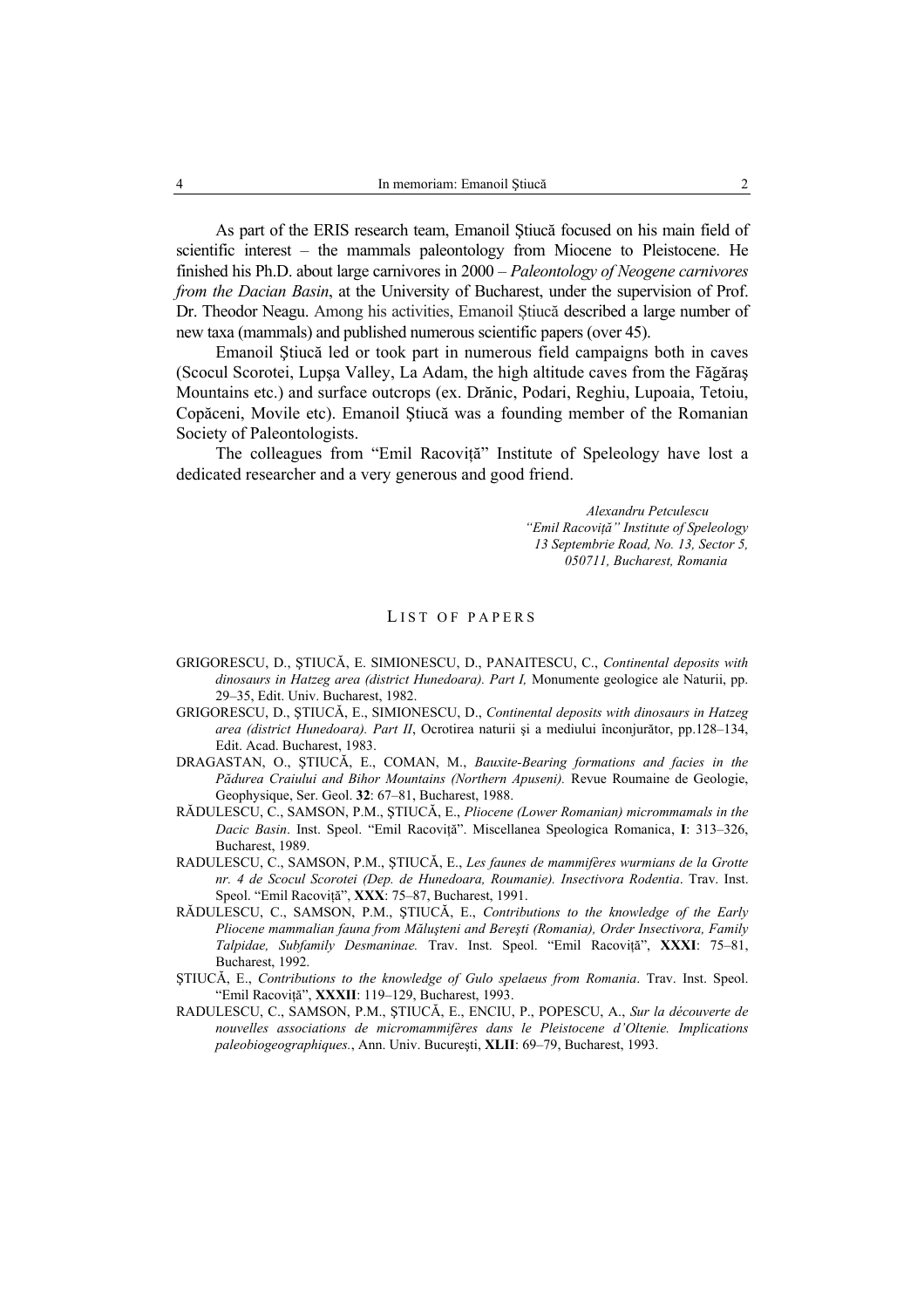As part of the ERIS research team, Emanoil Ştiucă focused on his main field of scientific interest – the mammals paleontology from Miocene to Pleistocene. He finished his Ph.D. about large carnivores in 2000 – *Paleontology of Neogene carnivores from the Dacian Basin*, at the University of Bucharest, under the supervision of Prof. Dr. Theodor Neagu. Among his activities, Emanoil Știucă described a large number of new taxa (mammals) and published numerous scientific papers (over 45).

Emanoil Ştiucă led or took part in numerous field campaigns both in caves (Scocul Scorotei, Lupşa Valley, La Adam, the high altitude caves from the Făgăraş Mountains etc.) and surface outcrops (ex. Drănic, Podari, Reghiu, Lupoaia, Tetoiu, Copăceni, Movile etc). Emanoil Ştiucă was a founding member of the Romanian Society of Paleontologists.

The colleagues from "Emil Racoviță" Institute of Speleology have lost a dedicated researcher and a very generous and good friend.

*Alexandru Petculescu*
*"Emil Racoviță" Institute of Speleology*
*13 Septembrie Road, No. 13, Sector 5,*
*050711, Bucharest, Romania*

## LIST OF PAPERS

GRIGORESCU, D., ŞTIUCĂ, E. SIMIONESCU, D., PANAITESCU, C., *Continental deposits with dinosaurs in Hatzeg area (district Hunedoara). Part I,* Monumente geologice ale Naturii, pp. 29–35, Edit. Univ. Bucharest, 1982.

GRIGORESCU, D., ŞTIUCĂ, E., SIMIONESCU, D., *Continental deposits with dinosaurs in Hatzeg area (district Hunedoara). Part II*, Ocrotirea naturii şi a mediului înconjurător, pp.128–134, Edit. Acad. Bucharest, 1983.

DRAGASTAN, O., ŞTIUCĂ, E., COMAN, M., *Bauxite-Bearing formations and facies in the Pădurea Craiului and Bihor Mountains (Northern Apuseni).* Revue Roumaine de Geologie, Geophysique, Ser. Geol. **32**: 67–81, Bucharest, 1988.

RĂDULESCU, C., SAMSON, P.M., ŞTIUCĂ, E., *Pliocene (Lower Romanian) micrommamals in the Dacic Basin*. Inst. Speol. "Emil Racoviță". Miscellanea Speologica Romanica, **I**: 313–326, Bucharest, 1989.

RADULESCU, C., SAMSON, P.M., ŞTIUCĂ, E., *Les faunes de mammifères wurmians de la Grotte nr. 4 de Scocul Scorotei (Dep. de Hunedoara, Roumanie). Insectivora Rodentia*. Trav. Inst. Speol. "Emil Racoviță", **XXX**: 75–87, Bucharest, 1991.

RĂDULESCU, C., SAMSON, P.M., ŞTIUCĂ, E., *Contributions to the knowledge of the Early Pliocene mammalian fauna from Măluşteni and Bereşti (Romania), Order Insectivora, Family Talpidae, Subfamily Desmaninae.* Trav. Inst. Speol. "Emil Racoviță", **XXXI**: 75–81, Bucharest, 1992.

ŞTIUCĂ, E., *Contributions to the knowledge of Gulo spelaeus from Romania*. Trav. Inst. Speol. "Emil Racoviță", **XXXII**: 119–129, Bucharest, 1993.

RADULESCU, C., SAMSON, P.M., ŞTIUCĂ, E., ENCIU, P., POPESCU, A., *Sur la découverte de nouvelles associations de micromammifères dans le Pleistocene d'Oltenie. Implications paleobiogeographiques.*, Ann. Univ. Bucureşti, **XLII**: 69–79, Bucharest, 1993.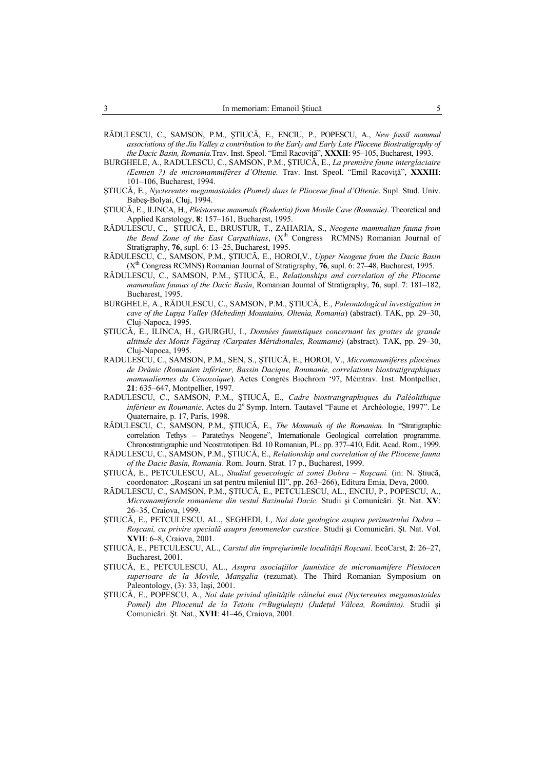RĂDULESCU, C., SAMSON, P.M., ŞTIUCĂ, E., ENCIU, P., POPESCU, A., *New fossil mammal associations of the Jiu Valley a contribution to the Early and Early Late Pliocene Biostratigraphy of the Dacic Basin, Romania.* Trav. Inst. Speol. "Emil Racoviţă", **XXXII**: 95–105, Bucharest, 1993.

BURGHELE, A., RADULESCU, C., SAMSON, P.M., ŞTIUCĂ, E., *La première faune interglaciaire (Eemien ?) de micromammifères d'Oltenie.* Trav. Inst. Speol. "Emil Racoviţă", **XXXIII**: 101–106, Bucharest, 1994.

ŞTIUCĂ, E., *Nyctereutes megamastoides (Pomel) dans le Pliocene final d'Oltenie*. Supl. Stud. Univ. Babeş-Bolyai, Cluj, 1994.

ŞTIUCĂ, E., ILINCA, H., *Pleistocene mammals (Rodentia) from Movile Cave (Romanie)*. Theoretical and Applied Karstology, **8**: 157–161, Bucharest, 1995.

RĂDULESCU, C., ŞTIUCĂ, E., BRUSTUR, T., ZAHARIA, S., *Neogene mammalian fauna from the Bend Zone of the East Carpathians*, (X$^{th}$ Congress RCMNS) Romanian Journal of Stratigraphy, **76**, supl. 6: 13–25, Bucharest, 1995.

RĂDULESCU, C., SAMSON, P.M., ŞTIUCĂ, E., HOROI,V., *Upper Neogene from the Dacic Basin* (X$^{th}$ Congress RCMNS) Romanian Journal of Stratigraphy, **76**, supl. 6: 27–48, Bucharest, 1995.

RĂDULESCU, C., SAMSON, P.M., ŞTIUCĂ, E., *Relationships and correlation of the Pliocene mammalian faunas of the Dacic Basin*, Romanian Journal of Stratigraphy, **76**, supl. 7: 181–182, Bucharest, 1995.

BURGHELE, A., RĂDULESCU, C., SAMSON, P.M., ŞTIUCĂ, E., *Paleontological investigation in cave of the Lupşa Valley (Mehedinţi Mountains, Oltenia, Romania*) (abstract). TAK, pp. 29–30, Cluj-Napoca, 1995.

ŞTIUCĂ, E., ILINCA, H., GIURGIU, I., *Données faunistiques concernant les grottes de grande altitude des Monts Făgăraş (Carpates Méridionales, Roumanie)* (abstract). TAK, pp. 29–30, Cluj-Napoca, 1995.

RADULESCU, C., SAMSON, P.M., SEN, S., ŞTIUCĂ, E., HOROI, V., *Micromammifères pliocènes de Drănic (Romanien inférieur, Bassin Dacique, Roumanie, correlations biostratigraphiques mammaliennes du Cénozoique*). Actes Congrès Biochrom '97, Mémtrav. Inst. Montpellier, **21**: 635–647, Montpellier, 1997.

RADULESCU, C., SAMSON, P.M., ŞTIUCĂ, E., *Cadre biostratigraphiques du Paléolithique inférieur en Roumanie.* Actes du 2$^{e}$ Symp. Intern. Tautavel "Faune et Archéologie, 1997". Le Quaternaire, p. 17, Paris, 1998.

RĂDULESCU, C., SAMSON, P.M., ŞTIUCĂ, E., *The Mammals of the Romanian.* In "Stratigraphic correlation Tethys – Paratethys Neogene", Internationale Geological correlation programme. Chronostratigraphie und Neostratotipen. Bd. 10 Romanian, $PL_2$ pp. 377–410, Edit. Acad. Rom., 1999.

RĂDULESCU, C., SAMSON, P.M., ŞTIUCĂ, E., *Relationship and correlation of the Pliocene fauna of the Dacic Basin, Romania*. Rom. Journ. Strat. 17 p., Bucharest, 1999.

ŞTIUCĂ, E., PETCULESCU, AL., *Studiul geoecologic al zonei Dobra – Roşcani.* (in: N. Ştiucă, coordonator: „Roşcani un sat pentru mileniul III", pp. 263–266), Editura Emia, Deva, 2000.

RĂDULESCU, C., SAMSON, P.M., ŞTIUCĂ, E., PETCULESCU, AL., ENCIU, P., POPESCU, A., *Micromamiferele romaniene din vestul Bazinului Dacic.* Studii şi Comunicări. Şt. Nat. **XV**: 26–35, Craiova, 1999.

ŞTIUCĂ, E., PETCULESCU, AL., SEGHEDI, I., *Noi date geologice asupra perimetrului Dobra – Roşcani, cu privire specială asupra fenomenelor carstice*. Studii şi Comunicări. Şt. Nat. Vol. **XVII**: 6–8, Craiova, 2001.

ŞTIUCĂ, E., PETCULESCU, AL., *Carstul din împrejurimile localităţii Roşcani*. EcoCarst, **2**: 26–27, Bucharest, 2001.

ŞTIUCĂ, E., PETCULESCU, AL., *Asupra asociaţiilor faunistice de micromamifere Pleistocen superioare de la Movile, Mangalia* (rezumat). The Third Romanian Symposium on Paleontology, (3): 33, Iaşi, 2001.

ŞTIUCĂ, E., POPESCU, A., *Noi date privind afinităţile câinelui enot (Nyctereutes megamastoides Pomel) din Pliocenul de la Tetoiu (=Bugiuleşti) (Judeţul Vâlcea, România).* Studii şi Comunicări. Şt. Nat., **XVII**: 41–46, Craiova, 2001.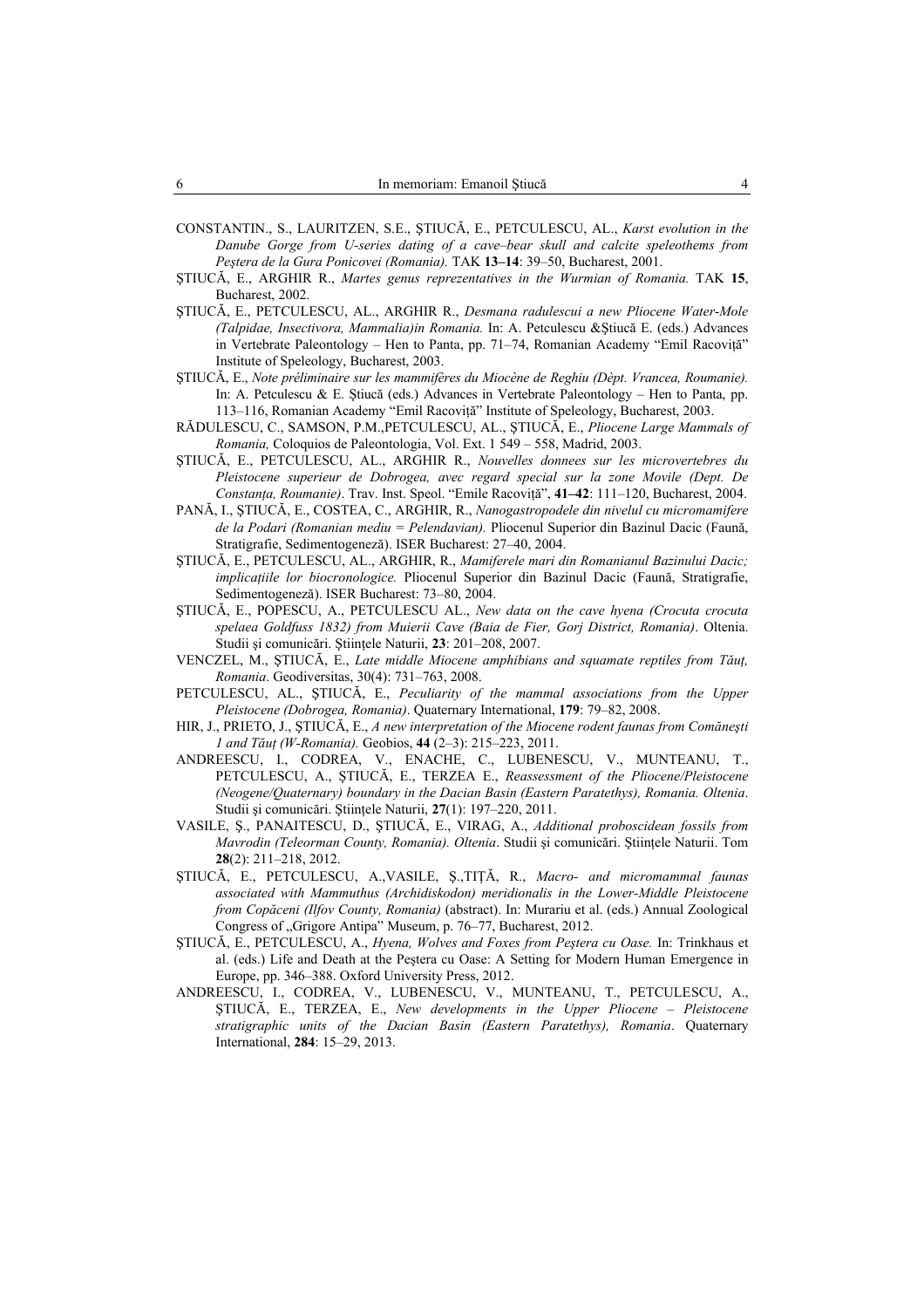CONSTANTIN., S., LAURITZEN, S.E., ŞTIUCĂ, E., PETCULESCU, AL., *Karst evolution in the Danube Gorge from U-series dating of a cave–bear skull and calcite speleothems from Peştera de la Gura Ponicovei (Romania).* TAK **13–14**: 39–50, Bucharest, 2001.

ŞTIUCĂ, E., ARGHIR R., *Martes genus reprezentatives in the Wurmian of Romania.* TAK **15**, Bucharest, 2002.

ŞTIUCĂ, E., PETCULESCU, AL., ARGHIR R., *Desmana radulescui a new Pliocene Water-Mole (Talpidae, Insectivora, Mammalia)in Romania.* In: A. Petculescu &Ştiucă E. (eds.) Advances in Vertebrate Paleontology – Hen to Panta, pp. 71–74, Romanian Academy "Emil Racoviţă" Institute of Speleology, Bucharest, 2003.

ŞTIUCĂ, E., *Note préliminaire sur les mammifères du Miocène de Reghiu (Dèpt. Vrancea, Roumanie).* In: A. Petculescu & E. Ştiucă (eds.) Advances in Vertebrate Paleontology – Hen to Panta, pp. 113–116, Romanian Academy "Emil Racoviţă" Institute of Speleology, Bucharest, 2003.

RĂDULESCU, C., SAMSON, P.M.,PETCULESCU, AL., ŞTIUCĂ, E., *Pliocene Large Mammals of Romania,* Coloquios de Paleontologia, Vol. Ext. 1 549 – 558, Madrid, 2003.

ŞTIUCĂ, E., PETCULESCU, AL., ARGHIR R., *Nouvelles donnees sur les microvertebres du Pleistocene superieur de Dobrogea, avec regard special sur la zone Movile (Dept. De Constanţa, Roumanie)*. Trav. Inst. Speol. "Emile Racoviţă", **41–42**: 111–120, Bucharest, 2004.

PANĂ, I., ŞTIUCĂ, E., COSTEA, C., ARGHIR, R., *Nanogastropodele din nivelul cu micromamifere de la Podari (Romanian mediu = Pelendavian).* Pliocenul Superior din Bazinul Dacic (Faună, Stratigrafie, Sedimentogeneză). ISER Bucharest: 27–40, 2004.

ŞTIUCĂ, E., PETCULESCU, AL., ARGHIR, R., *Mamiferele mari din Romanianul Bazinului Dacic; implicaţiile lor biocronologice.* Pliocenul Superior din Bazinul Dacic (Faună, Stratigrafie, Sedimentogeneză). ISER Bucharest: 73–80, 2004.

ŞTIUCĂ, E., POPESCU, A., PETCULESCU AL., *New data on the cave hyena (Crocuta crocuta spelaea Goldfuss 1832) from Muierii Cave (Baia de Fier, Gorj District, Romania)*. Oltenia. Studii şi comunicări. Ştiinţele Naturii, **23**: 201–208, 2007.

VENCZEL, M., ŞTIUCĂ, E., *Late middle Miocene amphibians and squamate reptiles from Tăuţ, Romania*. Geodiversitas, 30(4): 731–763, 2008.

PETCULESCU, AL., ŞTIUCĂ, E., *Peculiarity of the mammal associations from the Upper Pleistocene (Dobrogea, Romania)*. Quaternary International, **179**: 79–82, 2008.

HIR, J., PRIETO, J., ŞTIUCĂ, E., *A new interpretation of the Miocene rodent faunas from Comăneşti 1 and Tăuţ (W-Romania).* Geobios, **44** (2–3): 215–223, 2011.

ANDREESCU, I., CODREA, V., ENACHE, C., LUBENESCU, V., MUNTEANU, T., PETCULESCU, A., ŞTIUCĂ, E., TERZEA E., *Reassessment of the Pliocene/Pleistocene (Neogene/Quaternary) boundary in the Dacian Basin (Eastern Paratethys), Romania. Oltenia*. Studii şi comunicări. Ştiinţele Naturii, **27**(1): 197–220, 2011.

VASILE, Ş., PANAITESCU, D., ŞTIUCĂ, E., VIRAG, A., *Additional proboscidean fossils from Mavrodin (Teleorman County, Romania). Oltenia*. Studii şi comunicări. Ştiinţele Naturii. Tom **28**(2): 211–218, 2012.

ŞTIUCĂ, E., PETCULESCU, A.,VASILE, Ş.,TIŢĂ, R., *Macro- and micromammal faunas associated with Mammuthus (Archidiskodon) meridionalis in the Lower-Middle Pleistocene from Copăceni (Ilfov County, Romania)* (abstract). In: Murariu et al. (eds.) Annual Zoological Congress of „Grigore Antipa" Museum, p. 76–77, Bucharest, 2012.

ŞTIUCĂ, E., PETCULESCU, A., *Hyena, Wolves and Foxes from Peştera cu Oase.* In: Trinkhaus et al. (eds.) Life and Death at the Peştera cu Oase: A Setting for Modern Human Emergence in Europe, pp. 346–388. Oxford University Press, 2012.

ANDREESCU, I., CODREA, V., LUBENESCU, V., MUNTEANU, T., PETCULESCU, A., ŞTIUCĂ, E., TERZEA, E., *New developments in the Upper Pliocene – Pleistocene stratigraphic units of the Dacian Basin (Eastern Paratethys), Romania*. Quaternary International, **284**: 15–29, 2013.